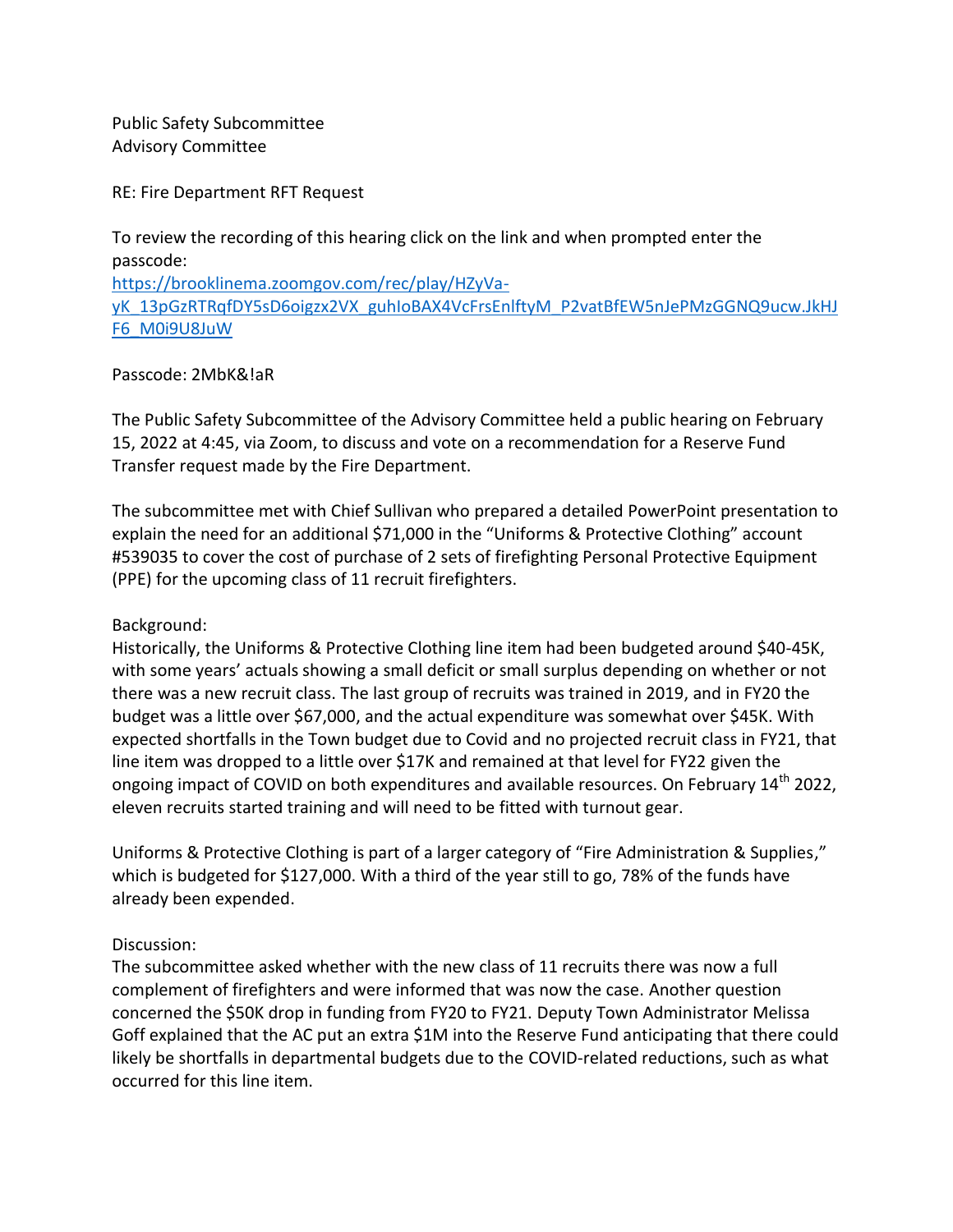Public Safety Subcommittee
Advisory Committee

RE: Fire Department RFT Request

To review the recording of this hearing click on the link and when prompted enter the passcode:
[https://brooklinema.zoomgov.com/rec/play/HZyVa-yK_13pGzRTRqfDY5sD6oigzx2VX_guhIoBAX4VcFrsEnlftyM_P2vatBfEW5nJePMzGGNQ9ucw.JkHJF6_M0i9U8JuW](https://brooklinema.zoomgov.com/rec/play/HZyVa-yK_13pGzRTRqfDY5sD6oigzx2VX_guhIoBAX4VcFrsEnlftyM_P2vatBfEW5nJePMzGGNQ9ucw.JkHJF6_M0i9U8JuW)

Passcode: 2MbK&!aR

The Public Safety Subcommittee of the Advisory Committee held a public hearing on February 15, 2022 at 4:45, via Zoom, to discuss and vote on a recommendation for a Reserve Fund Transfer request made by the Fire Department.

The subcommittee met with Chief Sullivan who prepared a detailed PowerPoint presentation to explain the need for an additional $71,000 in the "Uniforms & Protective Clothing" account #539035 to cover the cost of purchase of 2 sets of firefighting Personal Protective Equipment (PPE) for the upcoming class of 11 recruit firefighters.

Background:
Historically, the Uniforms & Protective Clothing line item had been budgeted around $40-45K, with some years' actuals showing a small deficit or small surplus depending on whether or not there was a new recruit class. The last group of recruits was trained in 2019, and in FY20 the budget was a little over $67,000, and the actual expenditure was somewhat over $45K. With expected shortfalls in the Town budget due to Covid and no projected recruit class in FY21, that line item was dropped to a little over $17K and remained at that level for FY22 given the ongoing impact of COVID on both expenditures and available resources. On February 14th 2022, eleven recruits started training and will need to be fitted with turnout gear.

Uniforms & Protective Clothing is part of a larger category of "Fire Administration & Supplies," which is budgeted for $127,000. With a third of the year still to go, 78% of the funds have already been expended.

Discussion:
The subcommittee asked whether with the new class of 11 recruits there was now a full complement of firefighters and were informed that was now the case. Another question concerned the $50K drop in funding from FY20 to FY21. Deputy Town Administrator Melissa Goff explained that the AC put an extra $1M into the Reserve Fund anticipating that there could likely be shortfalls in departmental budgets due to the COVID-related reductions, such as what occurred for this line item.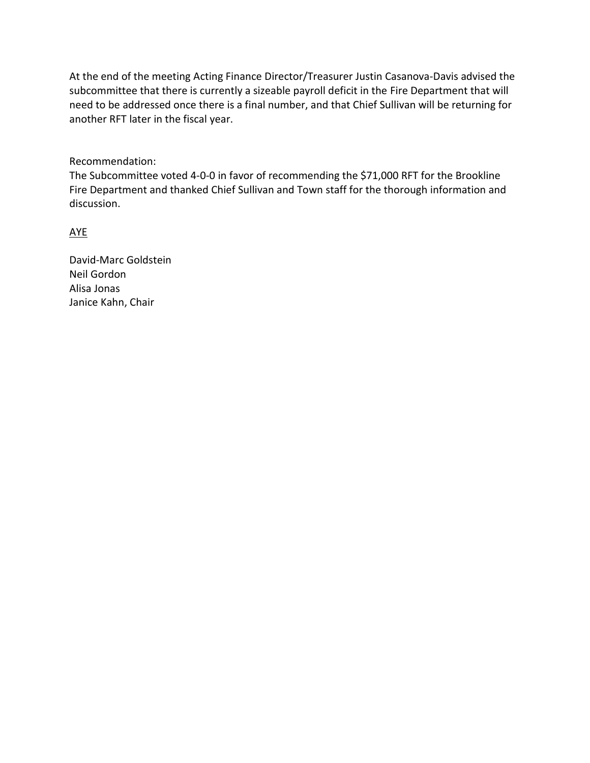At the end of the meeting Acting Finance Director/Treasurer Justin Casanova-Davis advised the subcommittee that there is currently a sizeable payroll deficit in the Fire Department that will need to be addressed once there is a final number, and that Chief Sullivan will be returning for another RFT later in the fiscal year.

Recommendation:
The Subcommittee voted 4-0-0 in favor of recommending the $71,000 RFT for the Brookline Fire Department and thanked Chief Sullivan and Town staff for the thorough information and discussion.

<u>AYE</u>

David-Marc Goldstein
Neil Gordon
Alisa Jonas
Janice Kahn, Chair